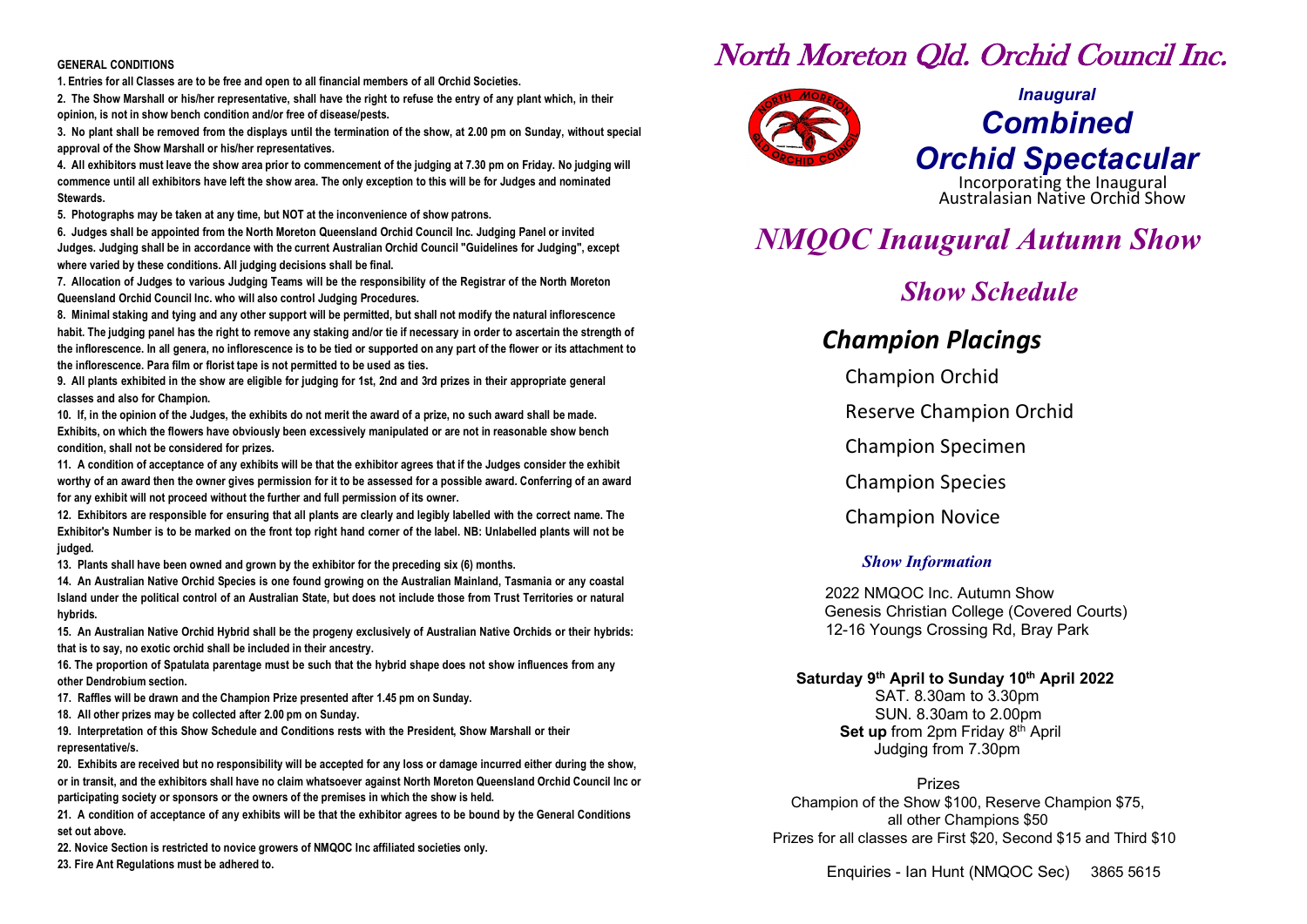**GENERAL CONDITIONS**

**1. Entries for all Classes are to be free and open to all financial members of all Orchid Societies.**

**2. The Show Marshall or his/her representative, shall have the right to refuse the entry of any plant which, in their opinion, is not in show bench condition and/or free of disease/pests.**

**3. No plant shall be removed from the displays until the termination of the show, at 2.00 pm on Sunday, without special approval of the Show Marshall or his/her representatives.**

**4. All exhibitors must leave the show area prior to commencement of the judging at 7.30 pm on Friday. No judging will commence until all exhibitors have left the show area. The only exception to this will be for Judges and nominated Stewards.**

**5. Photographs may be taken at any time, but NOT at the inconvenience of show patrons.**

**6. Judges shall be appointed from the North Moreton Queensland Orchid Council Inc. Judging Panel or invited Judges. Judging shall be in accordance with the current Australian Orchid Council "Guidelines for Judging", except where varied by these conditions. All judging decisions shall be final.**

**7. Allocation of Judges to various Judging Teams will be the responsibility of the Registrar of the North Moreton Queensland Orchid Council Inc. who will also control Judging Procedures.**

**8. Minimal staking and tying and any other support will be permitted, but shall not modify the natural inflorescence habit. The judging panel has the right to remove any staking and/or tie if necessary in order to ascertain the strength of the inflorescence. In all genera, no inflorescence is to be tied or supported on any part of the flower or its attachment to the inflorescence. Para film or florist tape is not permitted to be used as ties.**

**9. All plants exhibited in the show are eligible for judging for 1st, 2nd and 3rd prizes in their appropriate general classes and also for Champion.**

**10. If, in the opinion of the Judges, the exhibits do not merit the award of a prize, no such award shall be made. Exhibits, on which the flowers have obviously been excessively manipulated or are not in reasonable show bench condition, shall not be considered for prizes.**

**11. A condition of acceptance of any exhibits will be that the exhibitor agrees that if the Judges consider the exhibit worthy of an award then the owner gives permission for it to be assessed for a possible award. Conferring of an award for any exhibit will not proceed without the further and full permission of its owner.**

**12. Exhibitors are responsible for ensuring that all plants are clearly and legibly labelled with the correct name. The Exhibitor's Number is to be marked on the front top right hand corner of the label. NB: Unlabelled plants will not be judged.**

**13. Plants shall have been owned and grown by the exhibitor for the preceding six (6) months.**

**14. An Australian Native Orchid Species is one found growing on the Australian Mainland, Tasmania or any coastal Island under the political control of an Australian State, but does not include those from Trust Territories or natural hybrids.**

**15. An Australian Native Orchid Hybrid shall be the progeny exclusively of Australian Native Orchids or their hybrids: that is to say, no exotic orchid shall be included in their ancestry.**

**16. The proportion of Spatulata parentage must be such that the hybrid shape does not show influences from any other Dendrobium section.**

**17. Raffles will be drawn and the Champion Prize presented after 1.45 pm on Sunday.**

**18. All other prizes may be collected after 2.00 pm on Sunday.**

**19. Interpretation of this Show Schedule and Conditions rests with the President, Show Marshall or their representative/s.**

**20. Exhibits are received but no responsibility will be accepted for any loss or damage incurred either during the show, or in transit, and the exhibitors shall have no claim whatsoever against North Moreton Queensland Orchid Council Inc or participating society or sponsors or the owners of the premises in which the show is held.**

**21. A condition of acceptance of any exhibits will be that the exhibitor agrees to be bound by the General Conditions set out above.**

**22. Novice Section is restricted to novice growers of NMQOC Inc affiliated societies only.**

**23. Fire Ant Regulations must be adhered to.**

# North Moreton Qld. Orchid Council Inc.

***Inaugural***

## ***Combined Orchid Spectacular***

Incorporating the Inaugural Australasian Native Orchid Show

# *NMQOC Inaugural Autumn Show*

## *Show Schedule*

## *Champion Placings*

Champion Orchid

Reserve Champion Orchid

Champion Specimen

Champion Species

Champion Novice

### *Show Information*

2022 NMQOC Inc. Autumn Show
Genesis Christian College (Covered Courts)
12-16 Youngs Crossing Rd, Bray Park

**Saturday 9th April to Sunday 10th April 2022**

SAT. 8.30am to 3.30pm
SUN. 8.30am to 2.00pm
**Set up** from 2pm Friday 8th April
Judging from 7.30pm

Prizes

Champion of the Show $100, Reserve Champion $75, all other Champions $50
Prizes for all classes are First $20, Second $15 and Third $10

Enquiries - Ian Hunt (NMQOC Sec) 3865 5615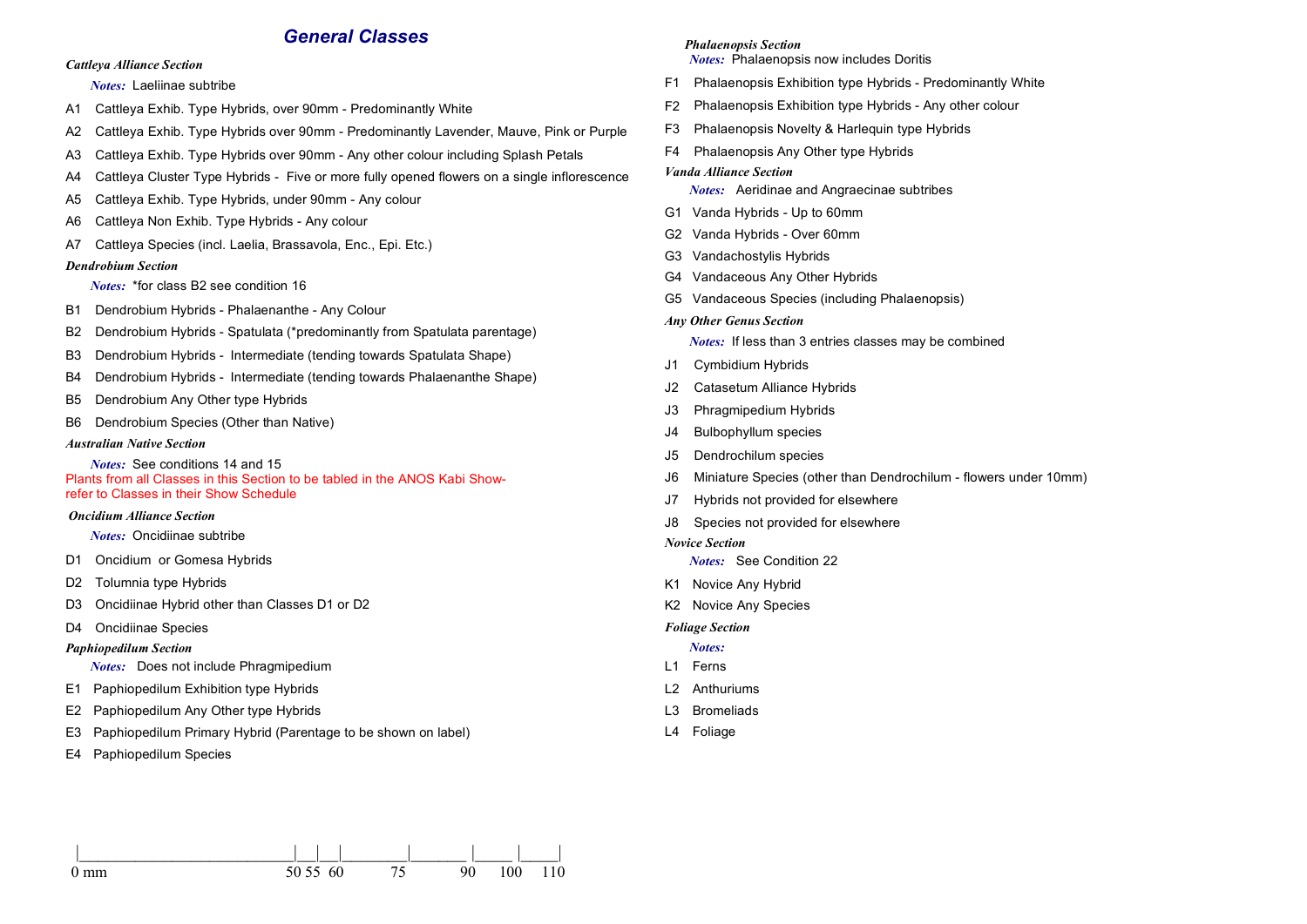# General Classes

***Cattleya Alliance Section***

*Notes:* Laeliinae subtribe

- A1 Cattleya Exhib. Type Hybrids, over 90mm - Predominantly White
- A2 Cattleya Exhib. Type Hybrids over 90mm - Predominantly Lavender, Mauve, Pink or Purple
- A3 Cattleya Exhib. Type Hybrids over 90mm - Any other colour including Splash Petals
- A4 Cattleya Cluster Type Hybrids - Five or more fully opened flowers on a single inflorescence
- A5 Cattleya Exhib. Type Hybrids, under 90mm - Any colour
- A6 Cattleya Non Exhib. Type Hybrids - Any colour
- A7 Cattleya Species (incl. Laelia, Brassavola, Enc., Epi. Etc.)

***Dendrobium Section***

*Notes:* *for class B2 see condition 16

- B1 Dendrobium Hybrids - Phalaenanthe - Any Colour
- B2 Dendrobium Hybrids - Spatulata (*predominantly from Spatulata parentage)
- B3 Dendrobium Hybrids - Intermediate (tending towards Spatulata Shape)
- B4 Dendrobium Hybrids - Intermediate (tending towards Phalaenanthe Shape)
- B5 Dendrobium Any Other type Hybrids
- B6 Dendrobium Species (Other than Native)

***Australian Native Section***

*Notes:* See conditions 14 and 15
Plants from all Classes in this Section to be tabled in the ANOS Kabi Show-refer to Classes in their Show Schedule

***Oncidium Alliance Section***

*Notes:* Oncidiinae subtribe

- D1 Oncidium or Gomesa Hybrids
- D2 Tolumnia type Hybrids
- D3 Oncidiinae Hybrid other than Classes D1 or D2
- D4 Oncidiinae Species

***Paphiopedilum Section***

*Notes:* Does not include Phragmipedium

- E1 Paphiopedilum Exhibition type Hybrids
- E2 Paphiopedilum Any Other type Hybrids
- E3 Paphiopedilum Primary Hybrid (Parentage to be shown on label)
- E4 Paphiopedilum Species

***Phalaenopsis Section***

*Notes:* Phalaenopsis now includes Doritis

- F1 Phalaenopsis Exhibition type Hybrids - Predominantly White
- F2 Phalaenopsis Exhibition type Hybrids - Any other colour
- F3 Phalaenopsis Novelty & Harlequin type Hybrids
- F4 Phalaenopsis Any Other type Hybrids

***Vanda Alliance Section***

*Notes:* Aeridinae and Angraecinae subtribes

- G1 Vanda Hybrids - Up to 60mm
- G2 Vanda Hybrids - Over 60mm
- G3 Vandachostylis Hybrids
- G4 Vandaceous Any Other Hybrids
- G5 Vandaceous Species (including Phalaenopsis)

***Any Other Genus Section***

*Notes:* If less than 3 entries classes may be combined

- J1 Cymbidium Hybrids
- J2 Catasetum Alliance Hybrids
- J3 Phragmipedium Hybrids
- J4 Bulbophyllum species
- J5 Dendrochilum species
- J6 Miniature Species (other than Dendrochilum - flowers under 10mm)
- J7 Hybrids not provided for elsewhere
- J8 Species not provided for elsewhere

***Novice Section***

*Notes:* See Condition 22

- K1 Novice Any Hybrid
- K2 Novice Any Species

***Foliage Section***

*Notes:*

- L1 Ferns
- L2 Anthuriums
- L3 Bromeliads
- L4 Foliage

0 mm 50 55 60 75 90 100 110